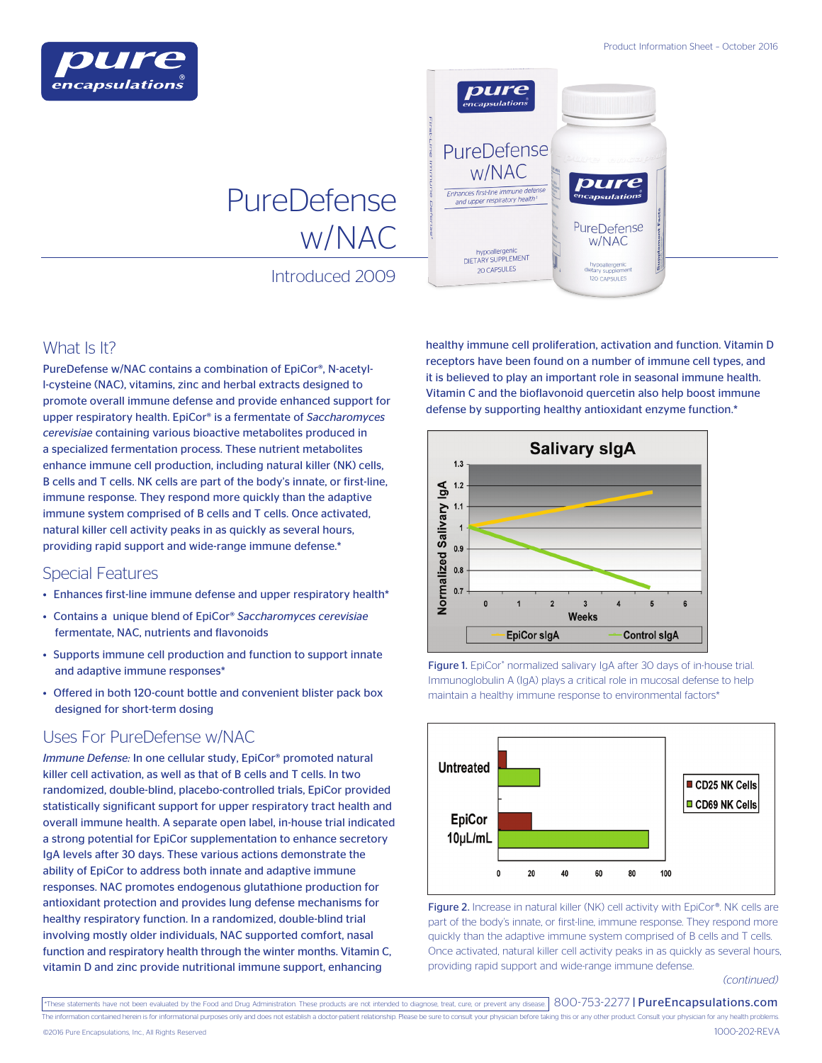# PureDefense w/NAC

Introduced 2009

## What Is It?

PureDefense w/NAC contains a combination of EpiCor®, N-acetyl-l-cysteine (NAC), vitamins, zinc and herbal extracts designed to promote overall immune defense and provide enhanced support for upper respiratory health. EpiCor® is a fermentate of *Saccharomyces cerevisiae* containing various bioactive metabolites produced in a specialized fermentation process. These nutrient metabolites enhance immune cell production, including natural killer (NK) cells, B cells and T cells. NK cells are part of the body's innate, or first-line, immune response. They respond more quickly than the adaptive immune system comprised of B cells and T cells. Once activated, natural killer cell activity peaks in as quickly as several hours, providing rapid support and wide-range immune defense.*

## Special Features

- Enhances first-line immune defense and upper respiratory health*
- Contains a unique blend of EpiCor® *Saccharomyces cerevisiae* fermentate, NAC, nutrients and flavonoids
- Supports immune cell production and function to support innate and adaptive immune responses*
- Offered in both 120-count bottle and convenient blister pack box designed for short-term dosing

## Uses For PureDefense w/NAC

*Immune Defense:* In one cellular study, EpiCor® promoted natural killer cell activation, as well as that of B cells and T cells. In two randomized, double-blind, placebo-controlled trials, EpiCor provided statistically significant support for upper respiratory tract health and overall immune health. A separate open label, in-house trial indicated a strong potential for EpiCor supplementation to enhance secretory IgA levels after 30 days. These various actions demonstrate the ability of EpiCor to address both innate and adaptive immune responses. NAC promotes endogenous glutathione production for antioxidant protection and provides lung defense mechanisms for healthy respiratory function. In a randomized, double-blind trial involving mostly older individuals, NAC supported comfort, nasal function and respiratory health through the winter months. Vitamin C, vitamin D and zinc provide nutritional immune support, enhancing healthy immune cell proliferation, activation and function. Vitamin D receptors have been found on a number of immune cell types, and it is believed to play an important role in seasonal immune health. Vitamin C and the bioflavonoid quercetin also help boost immune defense by supporting healthy antioxidant enzyme function.*

**Figure 1.** EpiCor® normalized salivary IgA after 30 days of in-house trial. Immunoglobulin A (IgA) plays a critical role in mucosal defense to help maintain a healthy immune response to environmental factors*

**Figure 2.** Increase in natural killer (NK) cell activity with EpiCor®. NK cells are part of the body's innate, or first-line, immune response. They respond more quickly than the adaptive immune system comprised of B cells and T cells. Once activated, natural killer cell activity peaks in as quickly as several hours, providing rapid support and wide-range immune defense.

*(continued)*

*These statements have not been evaluated by the Food and Drug Administration. These products are not intended to diagnose, treat, cure, or prevent any disease.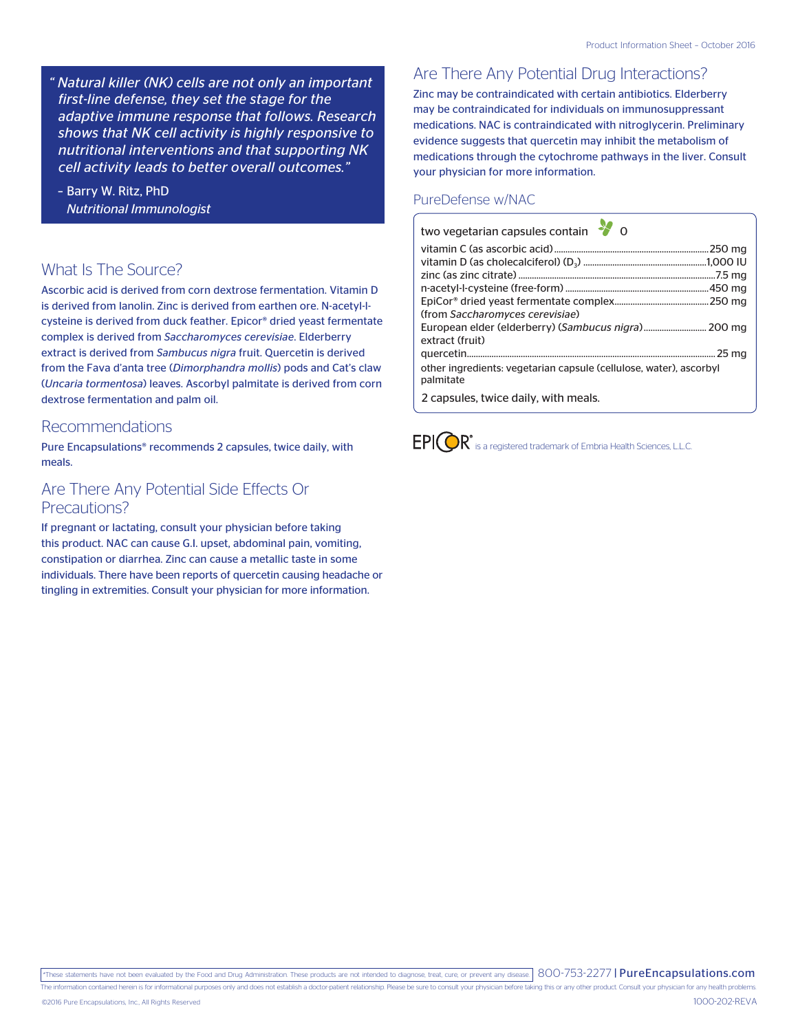> *"Natural killer (NK) cells are not only an important first-line defense, they set the stage for the adaptive immune response that follows. Research shows that NK cell activity is highly responsive to nutritional interventions and that supporting NK cell activity leads to better overall outcomes."*
>
> – Barry W. Ritz, PhD
> *Nutritional Immunologist*

## What Is The Source?

Ascorbic acid is derived from corn dextrose fermentation. Vitamin D is derived from lanolin. Zinc is derived from earthen ore. N-acetyl-l-cysteine is derived from duck feather. Epicor® dried yeast fermentate complex is derived from *Saccharomyces cerevisiae*. Elderberry extract is derived from *Sambucus nigra* fruit. Quercetin is derived from the Fava d'anta tree (*Dimorphandra mollis*) pods and Cat's claw (*Uncaria tormentosa*) leaves. Ascorbyl palmitate is derived from corn dextrose fermentation and palm oil.

## Recommendations

Pure Encapsulations® recommends 2 capsules, twice daily, with meals.

## Are There Any Potential Side Effects Or Precautions?

If pregnant or lactating, consult your physician before taking this product. NAC can cause G.I. upset, abdominal pain, vomiting, constipation or diarrhea. Zinc can cause a metallic taste in some individuals. There have been reports of quercetin causing headache or tingling in extremities. Consult your physician for more information.

## Are There Any Potential Drug Interactions?

Zinc may be contraindicated with certain antibiotics. Elderberry may be contraindicated for individuals on immunosuppressant medications. NAC is contraindicated with nitroglycerin. Preliminary evidence suggests that quercetin may inhibit the metabolism of medications through the cytochrome pathways in the liver. Consult your physician for more information.

## PureDefense w/NAC

two vegetarian capsules contain

| | |
|---|---|
| vitamin C (as ascorbic acid) | 250 mg |
| vitamin D (as cholecalciferol) ($D_3$) | 1,000 IU |
| zinc (as zinc citrate) | 7.5 mg |
| n-acetyl-l-cysteine (free-form) | 450 mg |
| EpiCor® dried yeast fermentate complex (from *Saccharomyces cerevisiae*) | 250 mg |
| European elder (elderberry) (*Sambucus nigra*) extract (fruit) | 200 mg |
| quercetin | 25 mg |

other ingredients: vegetarian capsule (cellulose, water), ascorbyl palmitate

2 capsules, twice daily, with meals.

EPICOR® is a registered trademark of Embria Health Sciences, L.L.C.

*These statements have not been evaluated by the Food and Drug Administration. These products are not intended to diagnose, treat, cure, or prevent any disease.

800-753-2277 | PureEncapsulations.com

The information contained herein is for informational purposes only and does not establish a doctor-patient relationship. Please be sure to consult your physician before taking this or any other product. Consult your physician for any health problems.

©2016 Pure Encapsulations, Inc., All Rights Reserved

1000-202-REVA